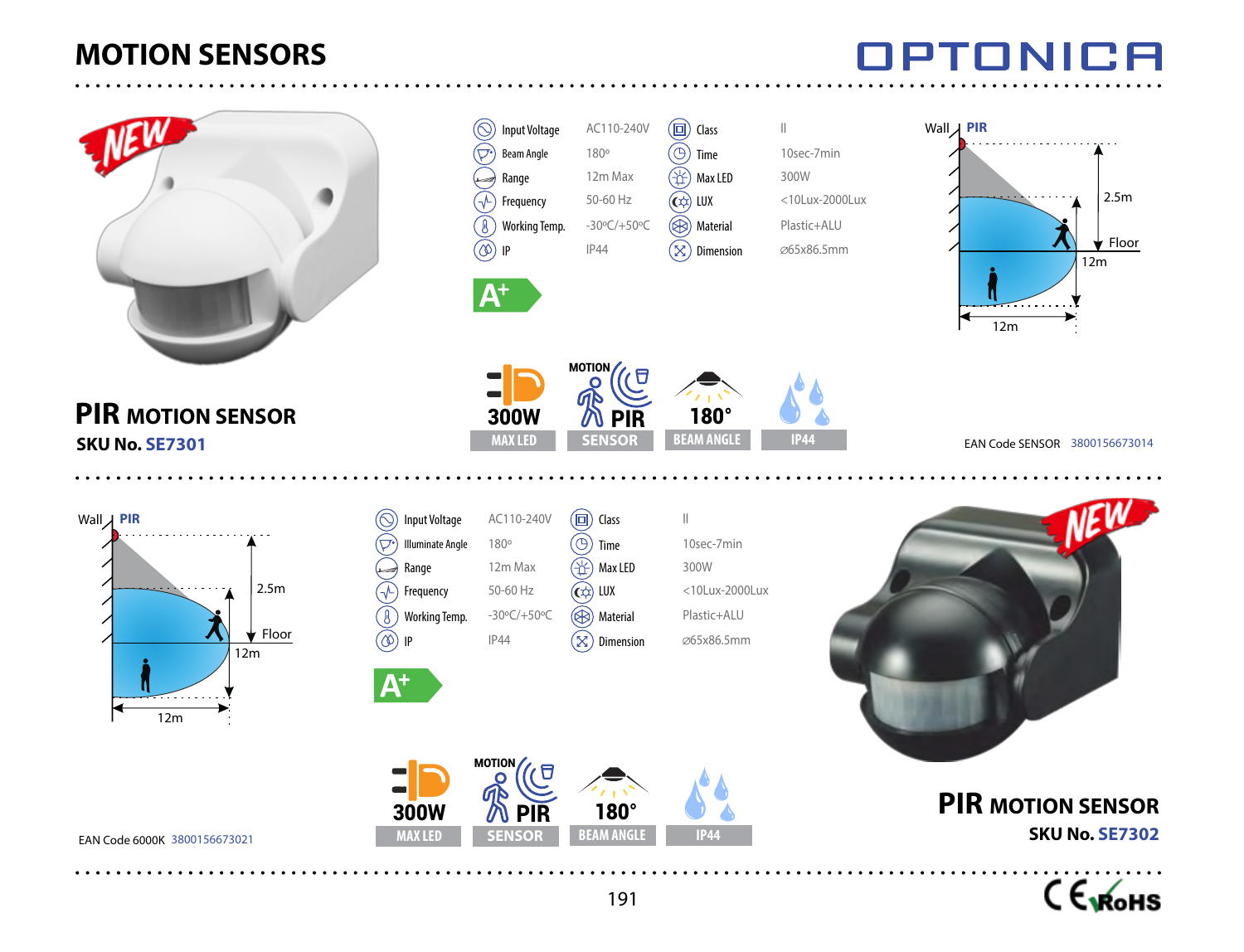# MOTION SENSORS

OPTONICA

## PIR MOTION SENSOR

**SKU No. SE7301**

| | | | |
|---|---|---|---|
| Input Voltage | AC110-240V | Class | II |
| Beam Angle | 180° | Time | 10sec-7min |
| Range | 12m Max | Max LED | 300W |
| Frequency | 50-60 Hz | LUX | <10Lux-2000Lux |
| Working Temp. | -30°C/+50°C | Material | Plastic+ALU |
| IP | IP44 | Dimension | ⌀65x86.5mm |

A+

300W MAX LED | MOTION PIR SENSOR | 180° BEAM ANGLE | IP44

Wall | PIR | 2.5m | Floor | 12m | 12m

EAN Code SENSOR 3800156673014

## PIR MOTION SENSOR

**SKU No. SE7302**

| | | | |
|---|---|---|---|
| Input Voltage | AC110-240V | Class | II |
| Illuminate Angle | 180° | Time | 10sec-7min |
| Range | 12m Max | Max LED | 300W |
| Frequency | 50-60 Hz | LUX | <10Lux-2000Lux |
| Working Temp. | -30°C/+50°C | Material | Plastic+ALU |
| IP | IP44 | Dimension | ⌀65x86.5mm |

A+

300W MAX LED | MOTION PIR SENSOR | 180° BEAM ANGLE | IP44

Wall | PIR | 2.5m | Floor | 12m | 12m

EAN Code 6000K 3800156673021

CE RoHS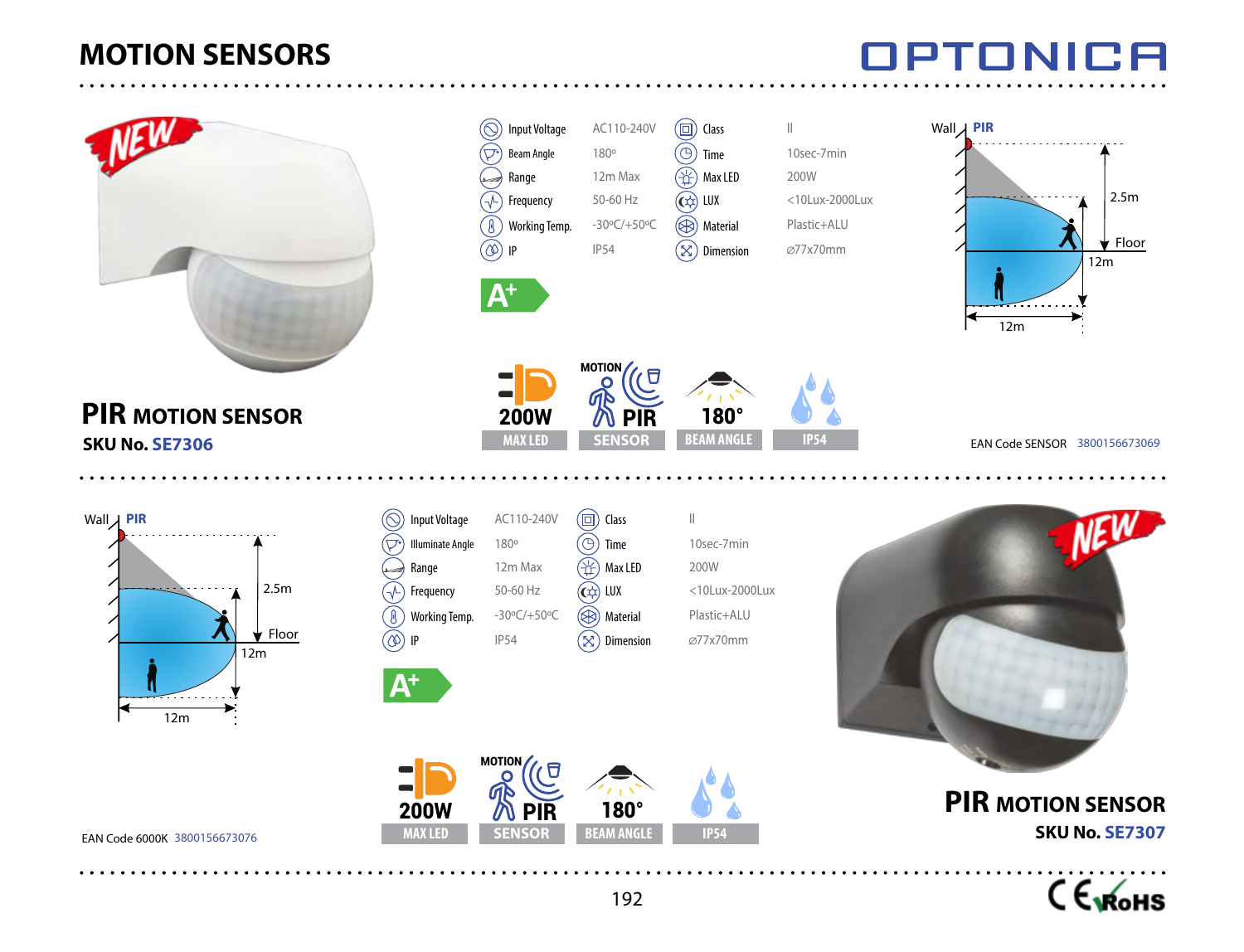# MOTION SENSORS

## PIR MOTION SENSOR

**SKU No. SE7306**

| Input Voltage | AC110-240V | Class | II |
|---|---|---|---|
| Beam Angle | 180º | Time | 10sec-7min |
| Range | 12m Max | Max LED | 200W |
| Frequency | 50-60 Hz | LUX | <10Lux-2000Lux |
| Working Temp. | -30ºC/+50ºC | Material | Plastic+ALU |
| IP | IP54 | Dimension | ⌀77x70mm |

A+

200W MAX LED | MOTION PIR SENSOR | 180° BEAM ANGLE | IP54

Wall PIR 2.5m Floor 12m 12m

EAN Code SENSOR 3800156673069

## PIR MOTION SENSOR

**SKU No. SE7307**

| Input Voltage | AC110-240V | Class | II |
|---|---|---|---|
| Illuminate Angle | 180º | Time | 10sec-7min |
| Range | 12m Max | Max LED | 200W |
| Frequency | 50-60 Hz | LUX | <10Lux-2000Lux |
| Working Temp. | -30ºC/+50ºC | Material | Plastic+ALU |
| IP | IP54 | Dimension | ⌀77x70mm |

A+

200W MAX LED | MOTION PIR SENSOR | 180° BEAM ANGLE | IP54

Wall PIR 2.5m Floor 12m 12m

EAN Code 6000K 3800156673076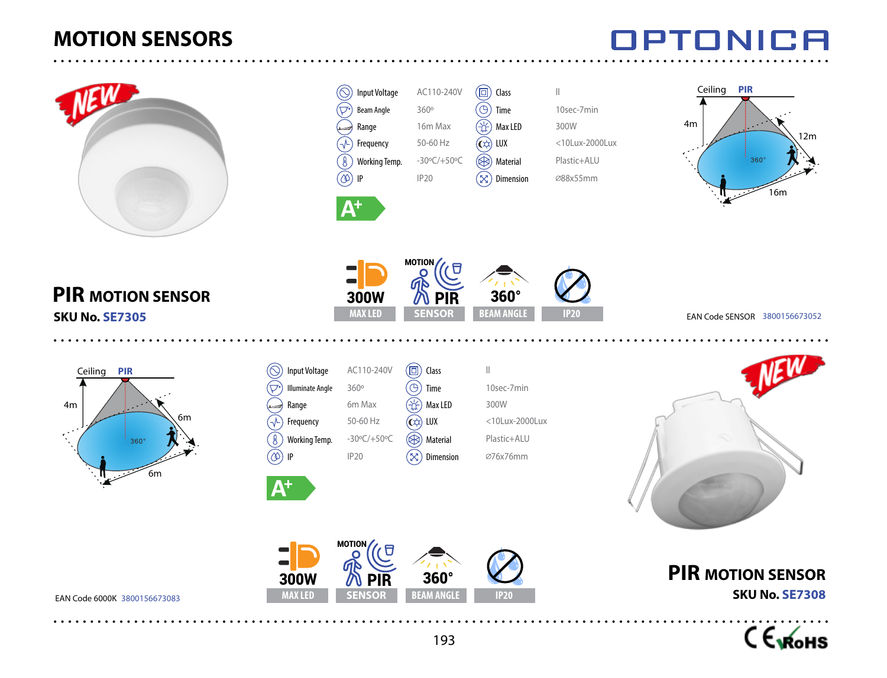# MOTION SENSORS

OPTONICA

NEW

| | | | |
|---|---|---|---|
| Input Voltage | AC110-240V | Class | II |
| Beam Angle | 360º | Time | 10sec-7min |
| Range | 16m Max | Max LED | 300W |
| Frequency | 50-60 Hz | LUX | <10Lux-2000Lux |
| Working Temp. | -30ºC/+50ºC | Material | Plastic+ALU |
| IP | IP20 | Dimension | ⌀88x55mm |

A+

Ceiling PIR, 4m, 12m, 360°, 16m

300W MAX LED | MOTION PIR SENSOR | 360° BEAM ANGLE | IP20

## PIR MOTION SENSOR

**SKU No. SE7305**

EAN Code SENSOR 3800156673052

---

Ceiling PIR, 4m, 6m, 360°, 6m

| | | | |
|---|---|---|---|
| Input Voltage | AC110-240V | Class | II |
| Illuminate Angle | 360º | Time | 10sec-7min |
| Range | 6m Max | Max LED | 300W |
| Frequency | 50-60 Hz | LUX | <10Lux-2000Lux |
| Working Temp. | -30ºC/+50ºC | Material | Plastic+ALU |
| IP | IP20 | Dimension | ⌀76x76mm |

A+

NEW

300W MAX LED | MOTION PIR SENSOR | 360° BEAM ANGLE | IP20

EAN Code 6000K 3800156673083

## PIR MOTION SENSOR

**SKU No. SE7308**

CE RoHS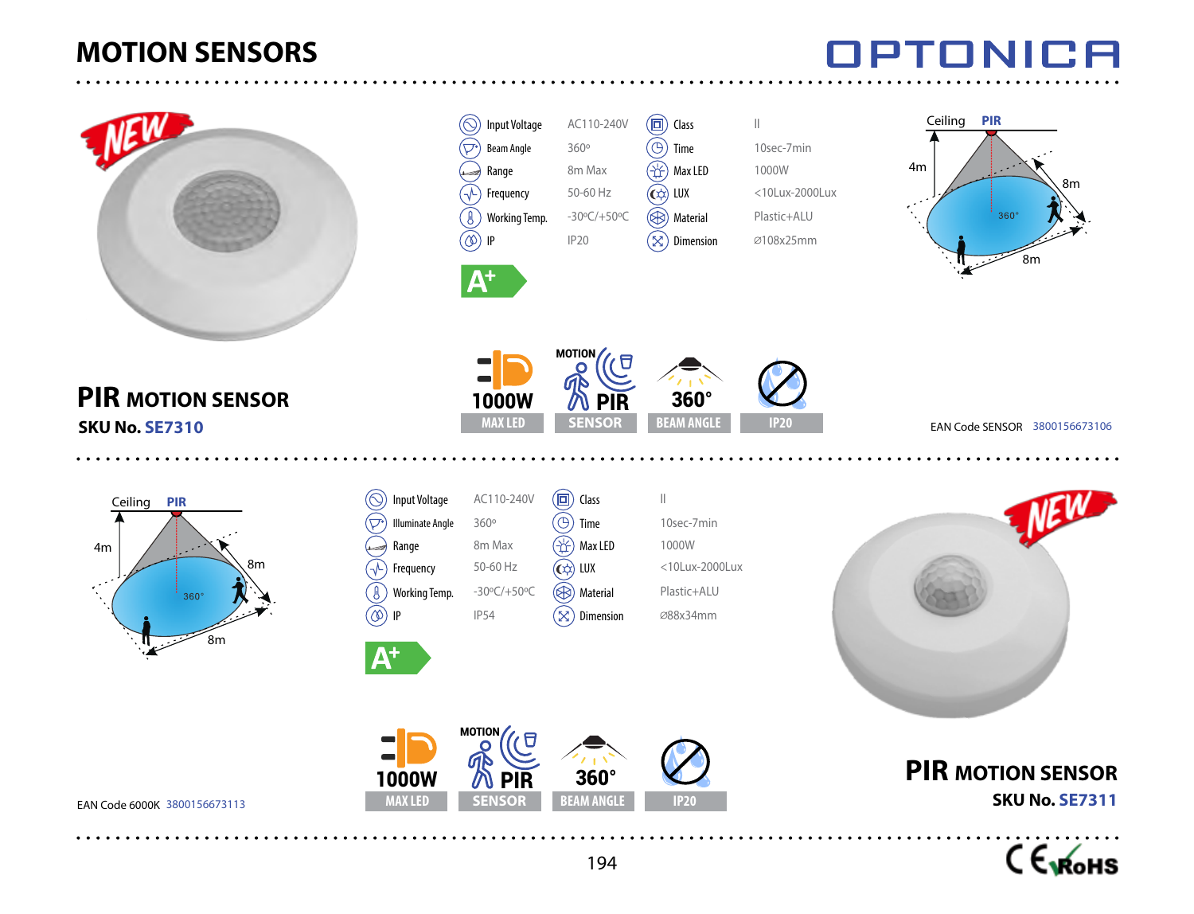# MOTION SENSORS

## PIR MOTION SENSOR

**SKU No. SE7310**

| | | | |
|---|---|---|---|
| Input Voltage | AC110-240V | Class | II |
| Beam Angle | 360º | Time | 10sec-7min |
| Range | 8m Max | Max LED | 1000W |
| Frequency | 50-60 Hz | LUX | <10Lux-2000Lux |
| Working Temp. | -30ºC/+50ºC | Material | Plastic+ALU |
| IP | IP20 | Dimension | ⌀108x25mm |

A+

1000W MAX LED | MOTION PIR SENSOR | 360° BEAM ANGLE | IP20

EAN Code SENSOR 3800156673106

## PIR MOTION SENSOR

**SKU No. SE7311**

| | | | |
|---|---|---|---|
| Input Voltage | AC110-240V | Class | II |
| Illuminate Angle | 360º | Time | 10sec-7min |
| Range | 8m Max | Max LED | 1000W |
| Frequency | 50-60 Hz | LUX | <10Lux-2000Lux |
| Working Temp. | -30ºC/+50ºC | Material | Plastic+ALU |
| IP | IP54 | Dimension | ⌀88x34mm |

A+

1000W MAX LED | MOTION PIR SENSOR | 360° BEAM ANGLE | IP20

EAN Code 6000K 3800156673113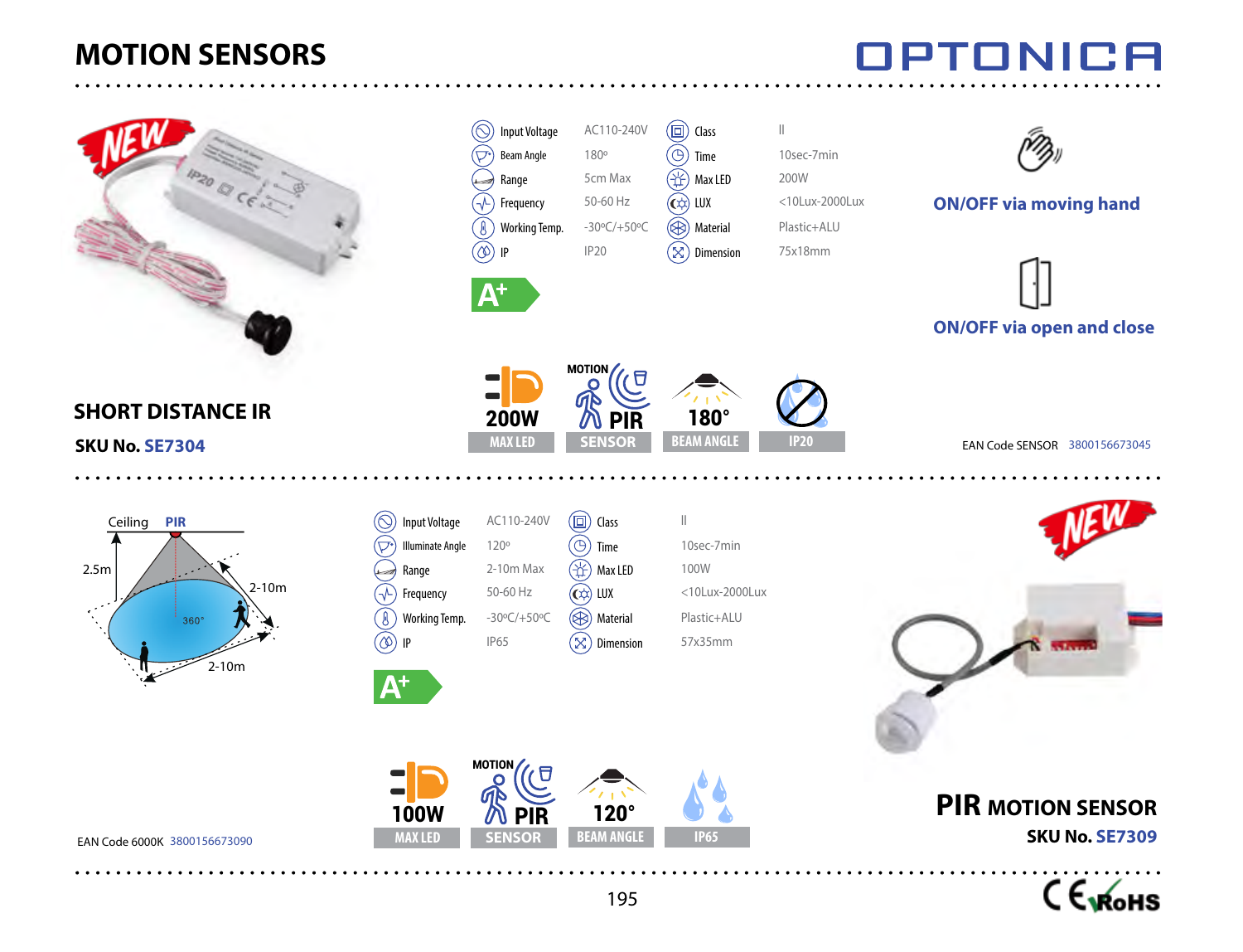# MOTION SENSORS

OPTONICA

## SHORT DISTANCE IR

**SKU No. SE7304**

NEW

| | | | |
|---|---|---|---|
| Input Voltage | AC110-240V | Class | II |
| Beam Angle | 180º | Time | 10sec-7min |
| Range | 5cm Max | Max LED | 200W |
| Frequency | 50-60 Hz | LUX | <10Lux-2000Lux |
| Working Temp. | -30ºC/+50ºC | Material | Plastic+ALU |
| IP | IP20 | Dimension | 75x18mm |

A+

200W MAX LED | MOTION PIR SENSOR | 180° BEAM ANGLE | IP20

ON/OFF via moving hand

ON/OFF via open and close

EAN Code SENSOR 3800156673045

---

Ceiling PIR

2.5m

2-10m

360°

2-10m

| | | | |
|---|---|---|---|
| Input Voltage | AC110-240V | Class | II |
| Illuminate Angle | 120º | Time | 10sec-7min |
| Range | 2-10m Max | Max LED | 100W |
| Frequency | 50-60 Hz | LUX | <10Lux-2000Lux |
| Working Temp. | -30ºC/+50ºC | Material | Plastic+ALU |
| IP | IP65 | Dimension | 57x35mm |

A+

100W MAX LED | MOTION PIR SENSOR | 120° BEAM ANGLE | IP65

NEW

## PIR MOTION SENSOR

**SKU No. SE7309**

EAN Code 6000K 3800156673090

CE RoHS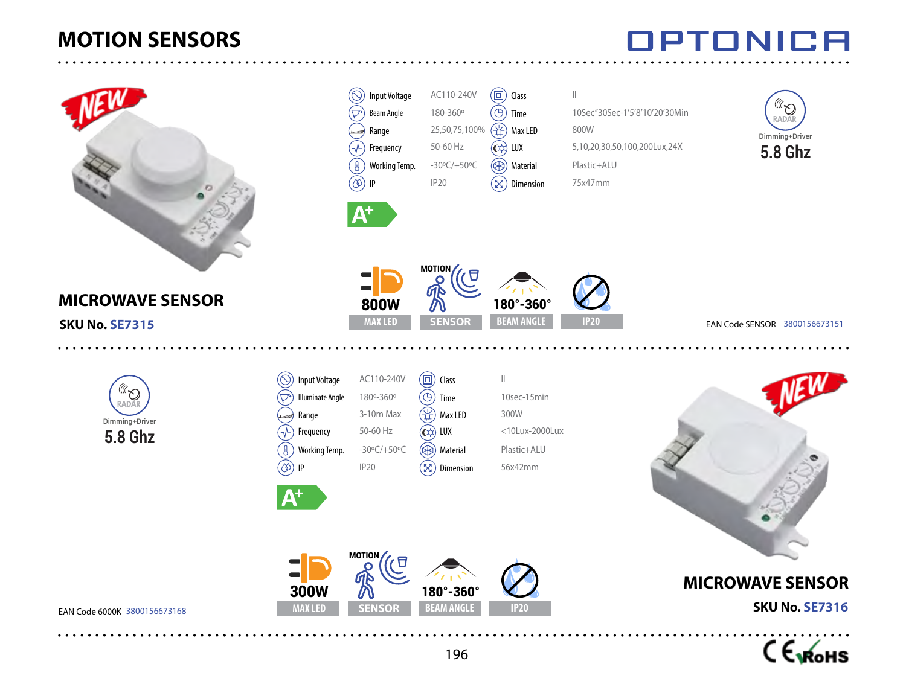# MOTION SENSORS

## MICROWAVE SENSOR

**SKU No. SE7315**

| | | | |
|---|---|---|---|
| Input Voltage | AC110-240V | Class | II |
| Beam Angle | 180-360º | Time | 10Sec"30Sec-1'5'8'10'20'30Min |
| Range | 25,50,75,100% | Max LED | 800W |
| Frequency | 50-60 Hz | LUX | 5,10,20,30,50,100,200Lux,24X |
| Working Temp. | -30ºC/+50ºC | Material | Plastic+ALU |
| IP | IP20 | Dimension | 75x47mm |

A+

RADAR Dimming+Driver 5.8 Ghz

800W MAX LED | MOTION SENSOR | 180°-360° BEAM ANGLE | IP20

EAN Code SENSOR 3800156673151

## MICROWAVE SENSOR

**SKU No. SE7316**

| | | | |
|---|---|---|---|
| Input Voltage | AC110-240V | Class | II |
| Illuminate Angle | 180º-360º | Time | 10sec-15min |
| Range | 3-10m Max | Max LED | 300W |
| Frequency | 50-60 Hz | LUX | <10Lux-2000Lux |
| Working Temp. | -30ºC/+50ºC | Material | Plastic+ALU |
| IP | IP20 | Dimension | 56x42mm |

A+

RADAR Dimming+Driver 5.8 Ghz

300W MAX LED | MOTION SENSOR | 180°-360° BEAM ANGLE | IP20

EAN Code 6000K 3800156673168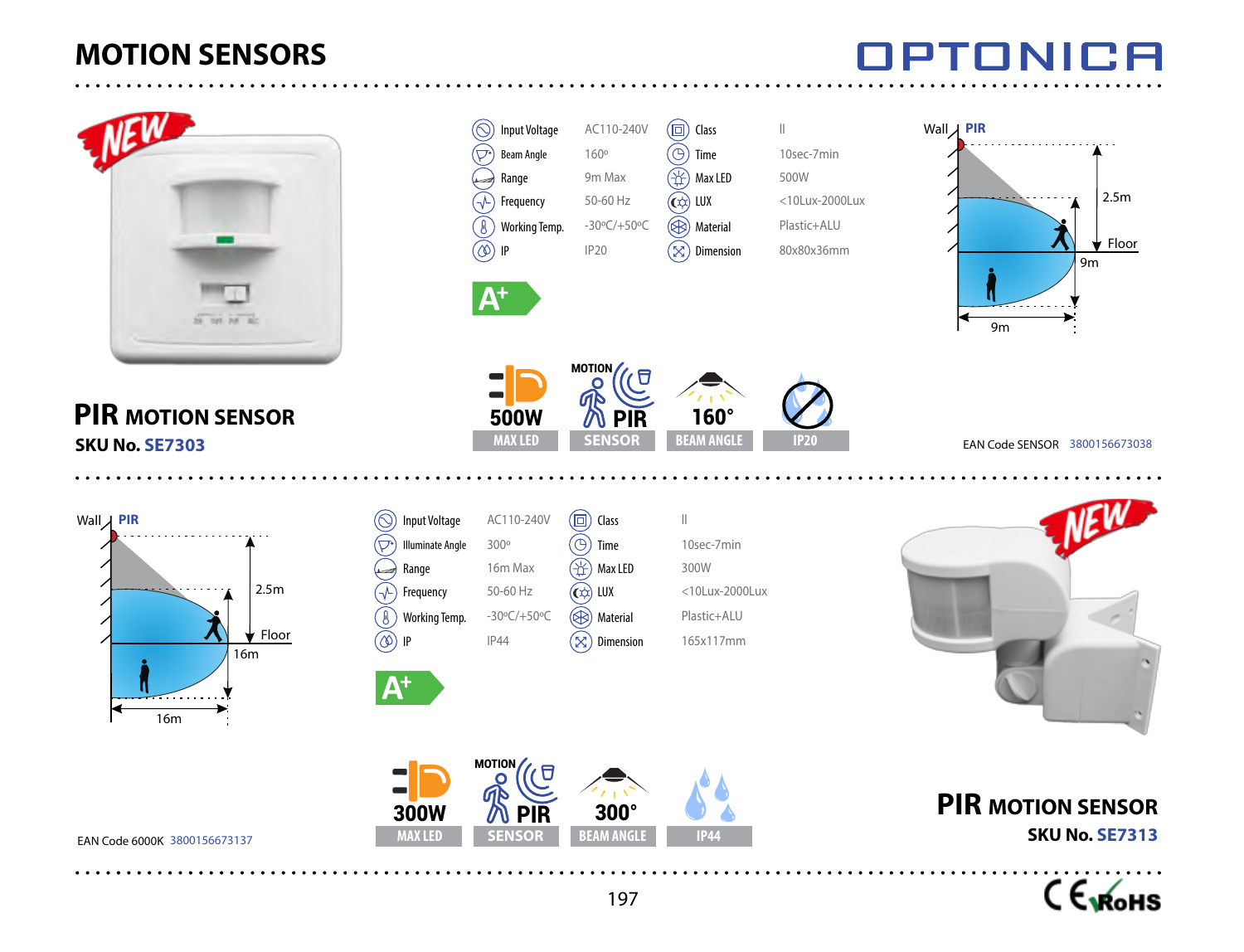# MOTION SENSORS

OPTONICA

## PIR MOTION SENSOR

**SKU No. SE7303**

| | | | |
|---|---|---|---|
| Input Voltage | AC110-240V | Class | II |
| Beam Angle | 160º | Time | 10sec-7min |
| Range | 9m Max | Max LED | 500W |
| Frequency | 50-60 Hz | LUX | <10Lux-2000Lux |
| Working Temp. | -30ºC/+50ºC | Material | Plastic+ALU |
| IP | IP20 | Dimension | 80x80x36mm |

A+

500W MAX LED | MOTION PIR SENSOR | 160° BEAM ANGLE | IP20

Wall PIR 2.5m Floor 9m 9m

EAN Code SENSOR 3800156673038

## PIR MOTION SENSOR

**SKU No. SE7313**

| | | | |
|---|---|---|---|
| Input Voltage | AC110-240V | Class | II |
| Illuminate Angle | 300º | Time | 10sec-7min |
| Range | 16m Max | Max LED | 300W |
| Frequency | 50-60 Hz | LUX | <10Lux-2000Lux |
| Working Temp. | -30ºC/+50ºC | Material | Plastic+ALU |
| IP | IP44 | Dimension | 165x117mm |

A+

300W MAX LED | MOTION PIR SENSOR | 300° BEAM ANGLE | IP44

Wall PIR 2.5m Floor 16m 16m

EAN Code 6000K 3800156673137

CE RoHS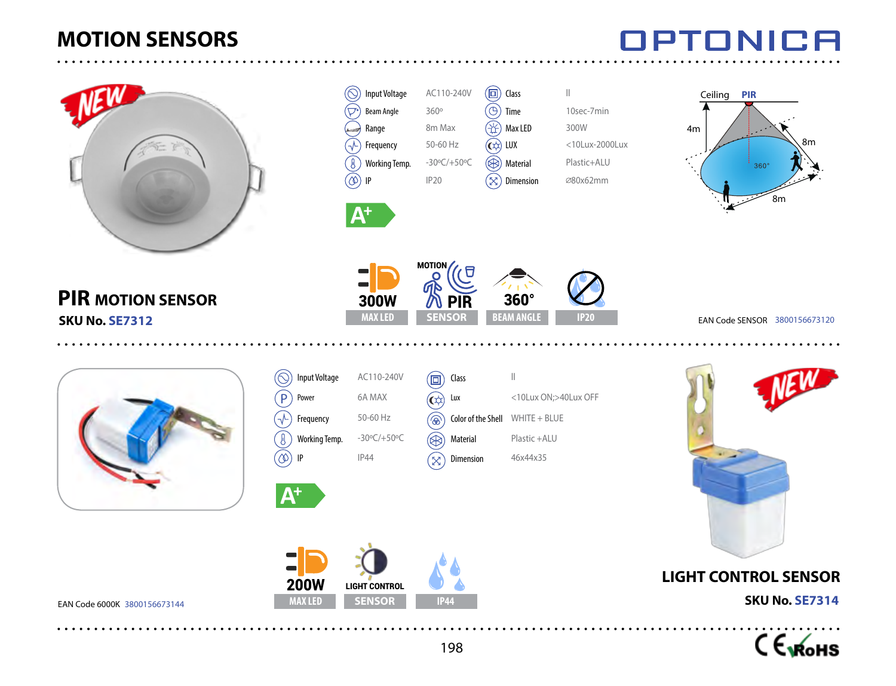# MOTION SENSORS

OPTONICA

## PIR MOTION SENSOR

**SKU No. SE7312**

| | | | |
|---|---|---|---|
| Input Voltage | AC110-240V | Class | II |
| Beam Angle | 360º | Time | 10sec-7min |
| Range | 8m Max | Max LED | 300W |
| Frequency | 50-60 Hz | LUX | <10Lux-2000Lux |
| Working Temp. | -30ºC/+50ºC | Material | Plastic+ALU |
| IP | IP20 | Dimension | ⌀80x62mm |

A+

Ceiling
PIR
4m
8m
360°
8m

300W MAX LED
MOTION PIR SENSOR
360° BEAM ANGLE
IP20

EAN Code SENSOR 3800156673120

## LIGHT CONTROL SENSOR

**SKU No. SE7314**

| | | | |
|---|---|---|---|
| Input Voltage | AC110-240V | Class | II |
| Power | 6A MAX | Lux | <10Lux ON;>40Lux OFF |
| Frequency | 50-60 Hz | Color of the Shell | WHITE + BLUE |
| Working Temp. | -30ºC/+50ºC | Material | Plastic +ALU |
| IP | IP44 | Dimension | 46x44x35 |

A+

200W MAX LED
LIGHT CONTROL SENSOR
IP44

EAN Code 6000K 3800156673144

CE RoHS